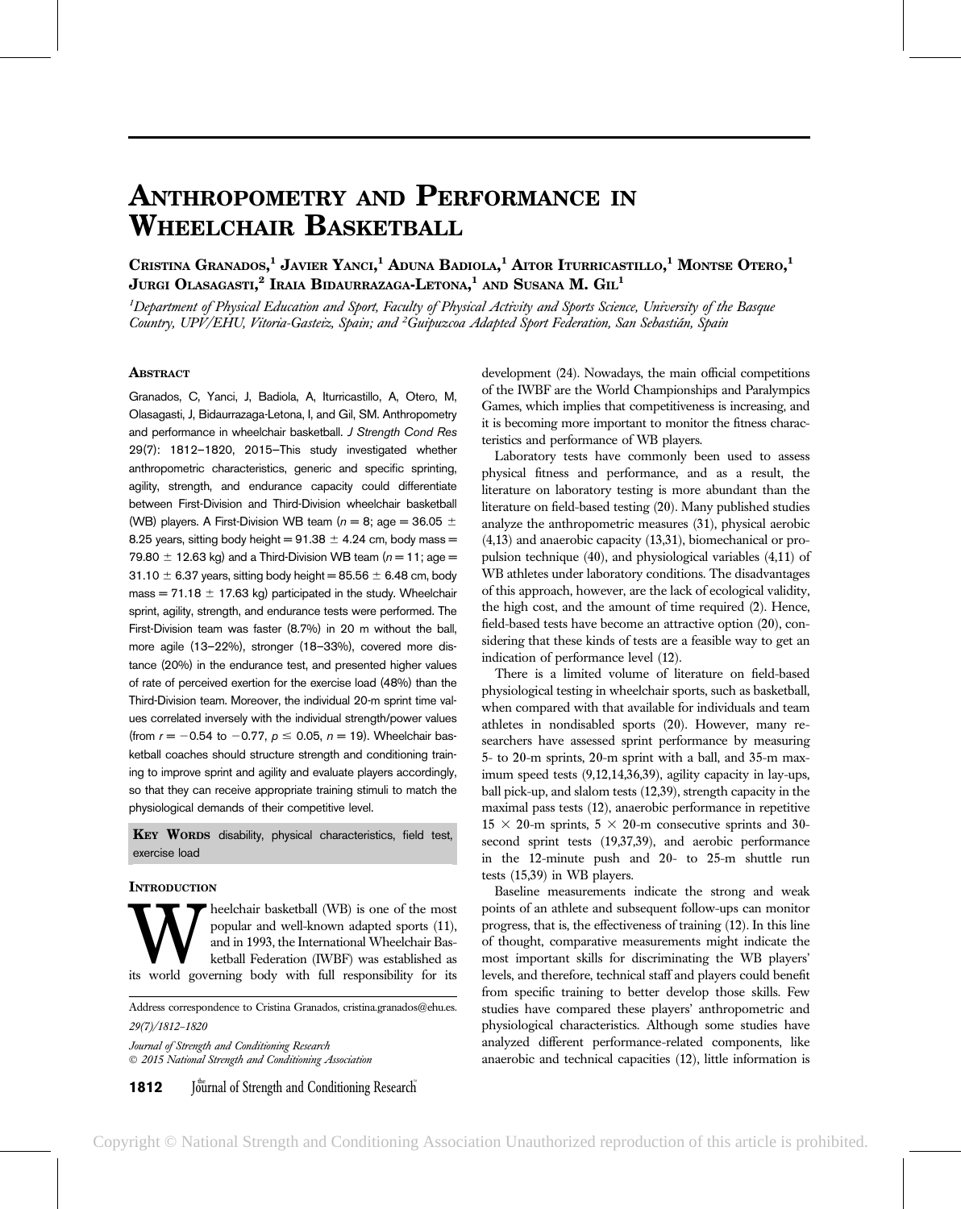# Anthropometry and Performance in Wheelchair Basketball

Cristina Granados,[1] Javier Yanci,[1] Aduna Badiola,[1] Aitor Iturricastillo,[1] Montse Otero,[1] Jurgi Olasagasti,[2] Iraia Bidaurrazaga-Letona,[1] and Susana M. Gil[1]

[1]*Department of Physical Education and Sport, Faculty of Physical Activity and Sports Science, University of the Basque Country, UPV/EHU, Vitoria-Gasteiz, Spain; and* [2]*Guipuzcoa Adapted Sport Federation, San Sebastián, Spain*

## Abstract

Granados, C, Yanci, J, Badiola, A, Iturricastillo, A, Otero, M, Olasagasti, J, Bidaurrazaga-Letona, I, and Gil, SM. Anthropometry and performance in wheelchair basketball. *J Strength Cond Res* 29(7): 1812–1820, 2015—This study investigated whether anthropometric characteristics, generic and specific sprinting, agility, strength, and endurance capacity could differentiate between First-Division and Third-Division wheelchair basketball (WB) players. A First-Division WB team ($n = 8$; age = 36.05 ± 8.25 years, sitting body height = 91.38 ± 4.24 cm, body mass = 79.80 ± 12.63 kg) and a Third-Division WB team ($n = 11$; age = 31.10 ± 6.37 years, sitting body height = 85.56 ± 6.48 cm, body mass = 71.18 ± 17.63 kg) participated in the study. Wheelchair sprint, agility, strength, and endurance tests were performed. The First-Division team was faster (8.7%) in 20 m without the ball, more agile (13–22%), stronger (18–33%), covered more distance (20%) in the endurance test, and presented higher values of rate of perceived exertion for the exercise load (48%) than the Third-Division team. Moreover, the individual 20-m sprint time values correlated inversely with the individual strength/power values (from $r = -0.54$ to $-0.77$, $p \leq 0.05$, $n = 19$). Wheelchair basketball coaches should structure strength and conditioning training to improve sprint and agility and evaluate players accordingly, so that they can receive appropriate training stimuli to match the physiological demands of their competitive level.

**Key Words** disability, physical characteristics, field test, exercise load

## Introduction

Wheelchair basketball (WB) is one of the most popular and well-known adapted sports (11), and in 1993, the International Wheelchair Basketball Federation (IWBF) was established as its world governing body with full responsibility for its development (24). Nowadays, the main official competitions of the IWBF are the World Championships and Paralympics Games, which implies that competitiveness is increasing, and it is becoming more important to monitor the fitness characteristics and performance of WB players.

Laboratory tests have commonly been used to assess physical fitness and performance, and as a result, the literature on laboratory testing is more abundant than the literature on field-based testing (20). Many published studies analyze the anthropometric measures (31), physical aerobic (4,13) and anaerobic capacity (13,31), biomechanical or propulsion technique (40), and physiological variables (4,11) of WB athletes under laboratory conditions. The disadvantages of this approach, however, are the lack of ecological validity, the high cost, and the amount of time required (2). Hence, field-based tests have become an attractive option (20), considering that these kinds of tests are a feasible way to get an indication of performance level (12).

There is a limited volume of literature on field-based physiological testing in wheelchair sports, such as basketball, when compared with that available for individuals and team athletes in nondisabled sports (20). However, many researchers have assessed sprint performance by measuring 5- to 20-m sprints, 20-m sprint with a ball, and 35-m maximum speed tests (9,12,14,36,39), agility capacity in lay-ups, ball pick-up, and slalom tests (12,39), strength capacity in the maximal pass tests (12), anaerobic performance in repetitive 15 × 20-m sprints, 5 × 20-m consecutive sprints and 30-second sprint tests (19,37,39), and aerobic performance in the 12-minute push and 20- to 25-m shuttle run tests (15,39) in WB players.

Baseline measurements indicate the strong and weak points of an athlete and subsequent follow-ups can monitor progress, that is, the effectiveness of training (12). In this line of thought, comparative measurements might indicate the most important skills for discriminating the WB players' levels, and therefore, technical staff and players could benefit from specific training to better develop those skills. Few studies have compared these players' anthropometric and physiological characteristics. Although some studies have analyzed different performance-related components, like anaerobic and technical capacities (12), little information is

Address correspondence to Cristina Granados, cristina.granados@ehu.es.

29(7)/1812–1820

*Journal of Strength and Conditioning Research*
© 2015 National Strength and Conditioning Association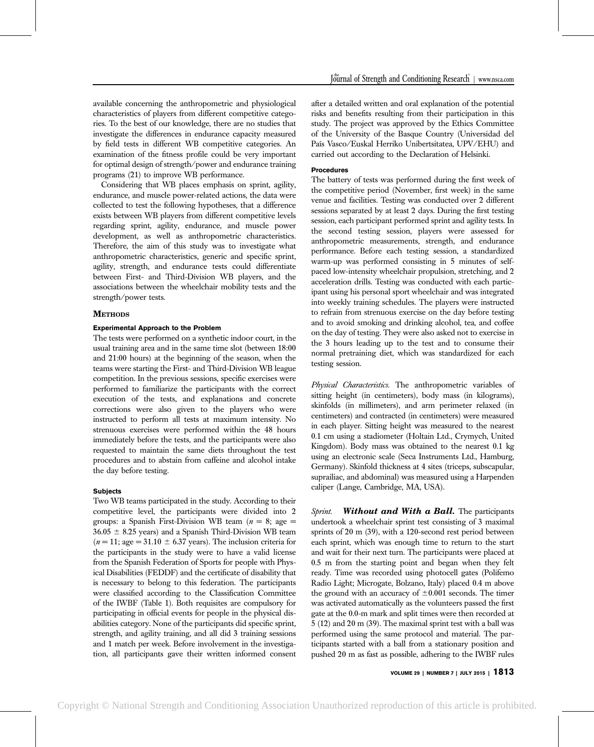available concerning the anthropometric and physiological characteristics of players from different competitive categories. To the best of our knowledge, there are no studies that investigate the differences in endurance capacity measured by field tests in different WB competitive categories. An examination of the fitness profile could be very important for optimal design of strength/power and endurance training programs (21) to improve WB performance.

Considering that WB places emphasis on sprint, agility, endurance, and muscle power-related actions, the data were collected to test the following hypotheses, that a difference exists between WB players from different competitive levels regarding sprint, agility, endurance, and muscle power development, as well as anthropometric characteristics. Therefore, the aim of this study was to investigate what anthropometric characteristics, generic and specific sprint, agility, strength, and endurance tests could differentiate between First- and Third-Division WB players, and the associations between the wheelchair mobility tests and the strength/power tests.

## METHODS

### Experimental Approach to the Problem

The tests were performed on a synthetic indoor court, in the usual training area and in the same time slot (between 18:00 and 21:00 hours) at the beginning of the season, when the teams were starting the First- and Third-Division WB league competition. In the previous sessions, specific exercises were performed to familiarize the participants with the correct execution of the tests, and explanations and concrete corrections were also given to the players who were instructed to perform all tests at maximum intensity. No strenuous exercises were performed within the 48 hours immediately before the tests, and the participants were also requested to maintain the same diets throughout the test procedures and to abstain from caffeine and alcohol intake the day before testing.

### Subjects

Two WB teams participated in the study. According to their competitive level, the participants were divided into 2 groups: a Spanish First-Division WB team ($n = 8$; age $= 36.05 \pm 8.25$ years) and a Spanish Third-Division WB team ($n = 11$; age $= 31.10 \pm 6.37$ years). The inclusion criteria for the participants in the study were to have a valid license from the Spanish Federation of Sports for people with Physical Disabilities (FEDDF) and the certificate of disability that is necessary to belong to this federation. The participants were classified according to the Classification Committee of the IWBF (Table 1). Both requisites are compulsory for participating in official events for people in the physical disabilities category. None of the participants did specific sprint, strength, and agility training, and all did 3 training sessions and 1 match per week. Before involvement in the investigation, all participants gave their written informed consent after a detailed written and oral explanation of the potential risks and benefits resulting from their participation in this study. The project was approved by the Ethics Committee of the University of the Basque Country (Universidad del País Vasco/Euskal Herriko Unibertsitatea, UPV/EHU) and carried out according to the Declaration of Helsinki.

### Procedures

The battery of tests was performed during the first week of the competitive period (November, first week) in the same venue and facilities. Testing was conducted over 2 different sessions separated by at least 2 days. During the first testing session, each participant performed sprint and agility tests. In the second testing session, players were assessed for anthropometric measurements, strength, and endurance performance. Before each testing session, a standardized warm-up was performed consisting in 5 minutes of self-paced low-intensity wheelchair propulsion, stretching, and 2 acceleration drills. Testing was conducted with each participant using his personal sport wheelchair and was integrated into weekly training schedules. The players were instructed to refrain from strenuous exercise on the day before testing and to avoid smoking and drinking alcohol, tea, and coffee on the day of testing. They were also asked not to exercise in the 3 hours leading up to the test and to consume their normal pretraining diet, which was standardized for each testing session.

*Physical Characteristics.* The anthropometric variables of sitting height (in centimeters), body mass (in kilograms), skinfolds (in millimeters), and arm perimeter relaxed (in centimeters) and contracted (in centimeters) were measured in each player. Sitting height was measured to the nearest 0.1 cm using a stadiometer (Holtain Ltd., Crymych, United Kingdom). Body mass was obtained to the nearest 0.1 kg using an electronic scale (Seca Instruments Ltd., Hamburg, Germany). Skinfold thickness at 4 sites (triceps, subscapular, suprailiac, and abdominal) was measured using a Harpenden caliper (Lange, Cambridge, MA, USA).

*Sprint.* ***Without and With a Ball.*** The participants undertook a wheelchair sprint test consisting of 3 maximal sprints of 20 m (39), with a 120-second rest period between each sprint, which was enough time to return to the start and wait for their next turn. The participants were placed at 0.5 m from the starting point and began when they felt ready. Time was recorded using photocell gates (Polifemo Radio Light; Microgate, Bolzano, Italy) placed 0.4 m above the ground with an accuracy of $\pm 0.001$ seconds. The timer was activated automatically as the volunteers passed the first gate at the 0.0-m mark and split times were then recorded at 5 (12) and 20 m (39). The maximal sprint test with a ball was performed using the same protocol and material. The participants started with a ball from a stationary position and pushed 20 m as fast as possible, adhering to the IWBF rules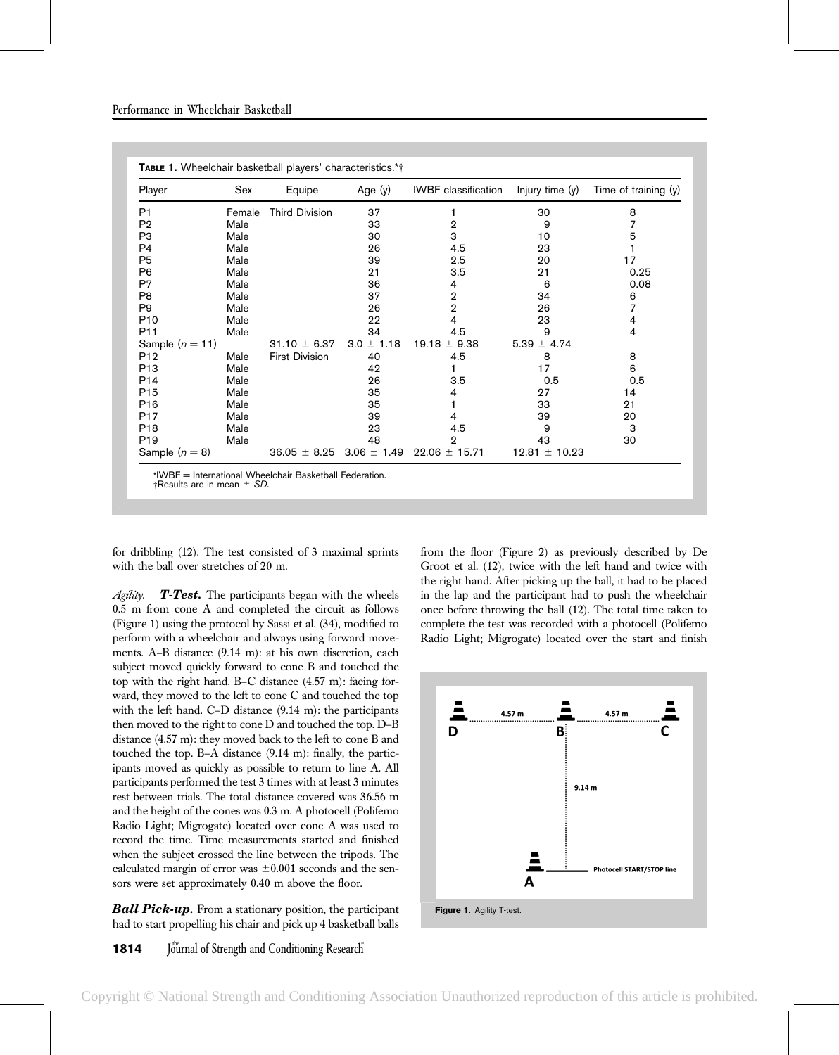**Table 1.** Wheelchair basketball players' characteristics.*†

| Player | Sex | Equipe | Age (y) | IWBF classification | Injury time (y) | Time of training (y) |
|---|---|---|---|---|---|---|
| P1 | Female | Third Division | 37 | 1 | 30 | 8 |
| P2 | Male | | 33 | 2 | 9 | 7 |
| P3 | Male | | 30 | 3 | 10 | 5 |
| P4 | Male | | 26 | 4.5 | 23 | 1 |
| P5 | Male | | 39 | 2.5 | 20 | 17 |
| P6 | Male | | 21 | 3.5 | 21 | 0.25 |
| P7 | Male | | 36 | 4 | 6 | 0.08 |
| P8 | Male | | 37 | 2 | 34 | 6 |
| P9 | Male | | 26 | 2 | 26 | 7 |
| P10 | Male | | 22 | 4 | 23 | 4 |
| P11 | Male | | 34 | 4.5 | 9 | 4 |
| Sample ($n = 11$) | | 31.10 ± 6.37 | 3.0 ± 1.18 | 19.18 ± 9.38 | 5.39 ± 4.74 | |
| P12 | Male | First Division | 40 | 4.5 | 8 | 8 |
| P13 | Male | | 42 | 1 | 17 | 6 |
| P14 | Male | | 26 | 3.5 | 0.5 | 0.5 |
| P15 | Male | | 35 | 4 | 27 | 14 |
| P16 | Male | | 35 | 1 | 33 | 21 |
| P17 | Male | | 39 | 4 | 39 | 20 |
| P18 | Male | | 23 | 4.5 | 9 | 3 |
| P19 | Male | | 48 | 2 | 43 | 30 |
| Sample ($n = 8$) | | 36.05 ± 8.25 | 3.06 ± 1.49 | 22.06 ± 15.71 | 12.81 ± 10.23 | |

*IWBF = International Wheelchair Basketball Federation.
†Results are in mean ± *SD*.

for dribbling (12). The test consisted of 3 maximal sprints with the ball over stretches of 20 m.

*Agility.* ***T-Test.*** The participants began with the wheels 0.5 m from cone A and completed the circuit as follows (Figure 1) using the protocol by Sassi et al. (34), modified to perform with a wheelchair and always using forward movements. A–B distance (9.14 m): at his own discretion, each subject moved quickly forward to cone B and touched the top with the right hand. B–C distance (4.57 m): facing forward, they moved to the left to cone C and touched the top with the left hand. C–D distance (9.14 m): the participants then moved to the right to cone D and touched the top. D–B distance (4.57 m): they moved back to the left to cone B and touched the top. B–A distance (9.14 m): finally, the participants moved as quickly as possible to return to line A. All participants performed the test 3 times with at least 3 minutes rest between trials. The total distance covered was 36.56 m and the height of the cones was 0.3 m. A photocell (Polifemo Radio Light; Migrogate) located over cone A was used to record the time. Time measurements started and finished when the subject crossed the line between the tripods. The calculated margin of error was ±0.001 seconds and the sensors were set approximately 0.40 m above the floor.

***Ball Pick-up.*** From a stationary position, the participant had to start propelling his chair and pick up 4 basketball balls from the floor (Figure 2) as previously described by De Groot et al. (12), twice with the left hand and twice with the right hand. After picking up the ball, it had to be placed in the lap and the participant had to push the wheelchair once before throwing the ball (12). The total time taken to complete the test was recorded with a photocell (Polifemo Radio Light; Migrogate) located over the start and finish

**Figure 1.** Agility T-test.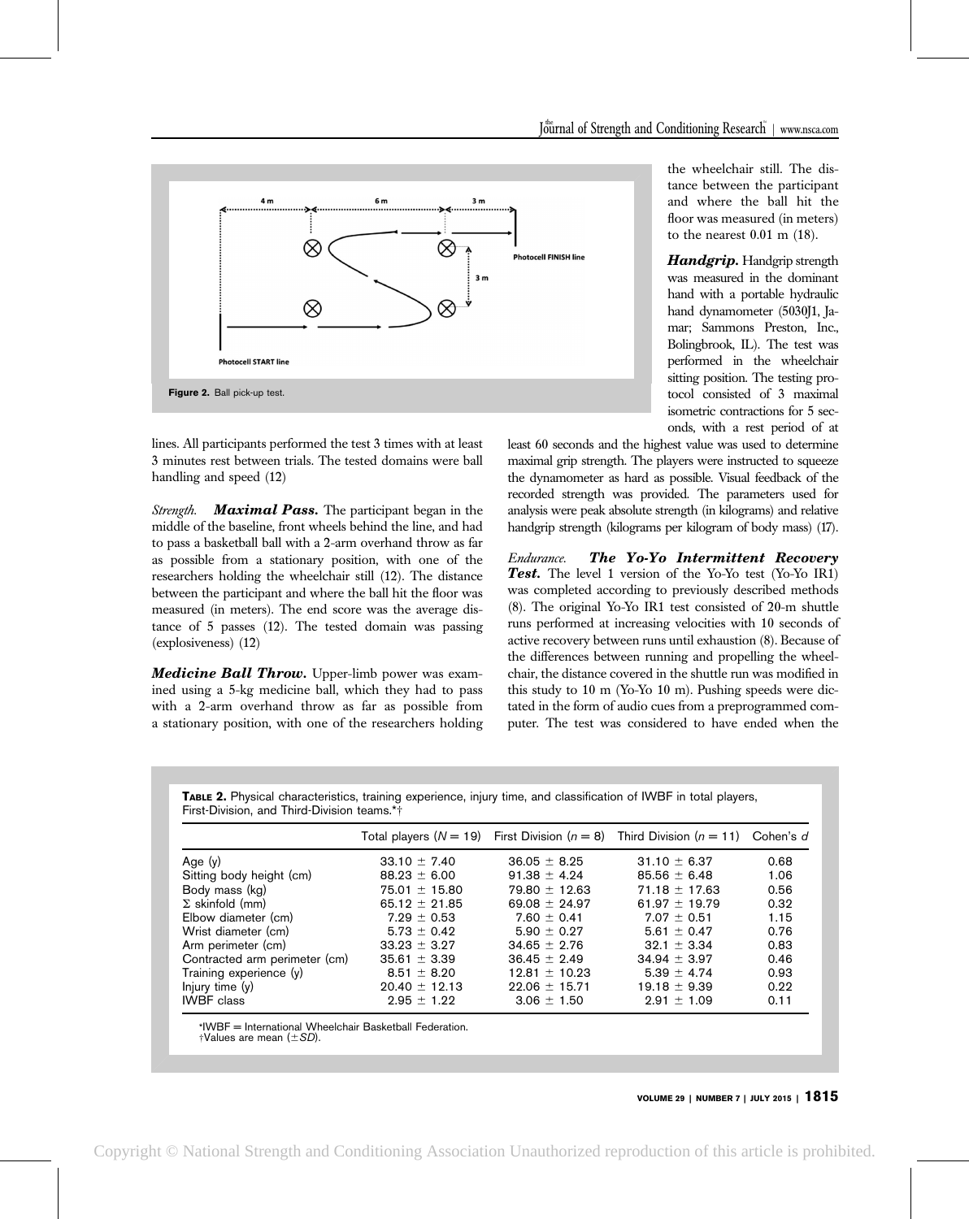Figure 2. Ball pick-up test.

lines. All participants performed the test 3 times with at least 3 minutes rest between trials. The tested domains were ball handling and speed (12)

*Strength.* ***Maximal Pass.*** The participant began in the middle of the baseline, front wheels behind the line, and had to pass a basketball ball with a 2-arm overhand throw as far as possible from a stationary position, with one of the researchers holding the wheelchair still (12). The distance between the participant and where the ball hit the floor was measured (in meters). The end score was the average distance of 5 passes (12). The tested domain was passing (explosiveness) (12)

***Medicine Ball Throw.*** Upper-limb power was examined using a 5-kg medicine ball, which they had to pass with a 2-arm overhand throw as far as possible from a stationary position, with one of the researchers holding the wheelchair still. The distance between the participant and where the ball hit the floor was measured (in meters) to the nearest 0.01 m (18).

***Handgrip.*** Handgrip strength was measured in the dominant hand with a portable hydraulic hand dynamometer (5030J1, Jamar; Sammons Preston, Inc., Bolingbrook, IL). The test was performed in the wheelchair sitting position. The testing protocol consisted of 3 maximal isometric contractions for 5 seconds, with a rest period of at least 60 seconds and the highest value was used to determine maximal grip strength. The players were instructed to squeeze the dynamometer as hard as possible. Visual feedback of the recorded strength was provided. The parameters used for analysis were peak absolute strength (in kilograms) and relative handgrip strength (kilograms per kilogram of body mass) (17).

*Endurance.* ***The Yo-Yo Intermittent Recovery Test.*** The level 1 version of the Yo-Yo test (Yo-Yo IR1) was completed according to previously described methods (8). The original Yo-Yo IR1 test consisted of 20-m shuttle runs performed at increasing velocities with 10 seconds of active recovery between runs until exhaustion (8). Because of the differences between running and propelling the wheelchair, the distance covered in the shuttle run was modified in this study to 10 m (Yo-Yo 10 m). Pushing speeds were dictated in the form of audio cues from a preprogrammed computer. The test was considered to have ended when the

**Table 2.** Physical characteristics, training experience, injury time, and classification of IWBF in total players, First-Division, and Third-Division teams.*†

| | Total players ($N = 19$) | First Division ($n = 8$) | Third Division ($n = 11$) | Cohen's $d$ |
|---|---|---|---|---|
| Age (y) | 33.10 ± 7.40 | 36.05 ± 8.25 | 31.10 ± 6.37 | 0.68 |
| Sitting body height (cm) | 88.23 ± 6.00 | 91.38 ± 4.24 | 85.56 ± 6.48 | 1.06 |
| Body mass (kg) | 75.01 ± 15.80 | 79.80 ± 12.63 | 71.18 ± 17.63 | 0.56 |
| Σ skinfold (mm) | 65.12 ± 21.85 | 69.08 ± 24.97 | 61.97 ± 19.79 | 0.32 |
| Elbow diameter (cm) | 7.29 ± 0.53 | 7.60 ± 0.41 | 7.07 ± 0.51 | 1.15 |
| Wrist diameter (cm) | 5.73 ± 0.42 | 5.90 ± 0.27 | 5.61 ± 0.47 | 0.76 |
| Arm perimeter (cm) | 33.23 ± 3.27 | 34.65 ± 2.76 | 32.1 ± 3.34 | 0.83 |
| Contracted arm perimeter (cm) | 35.61 ± 3.39 | 36.45 ± 2.49 | 34.94 ± 3.97 | 0.46 |
| Training experience (y) | 8.51 ± 8.20 | 12.81 ± 10.23 | 5.39 ± 4.74 | 0.93 |
| Injury time (y) | 20.40 ± 12.13 | 22.06 ± 15.71 | 19.18 ± 9.39 | 0.22 |
| IWBF class | 2.95 ± 1.22 | 3.06 ± 1.50 | 2.91 ± 1.09 | 0.11 |

*IWBF = International Wheelchair Basketball Federation.
†Values are mean (±$SD$).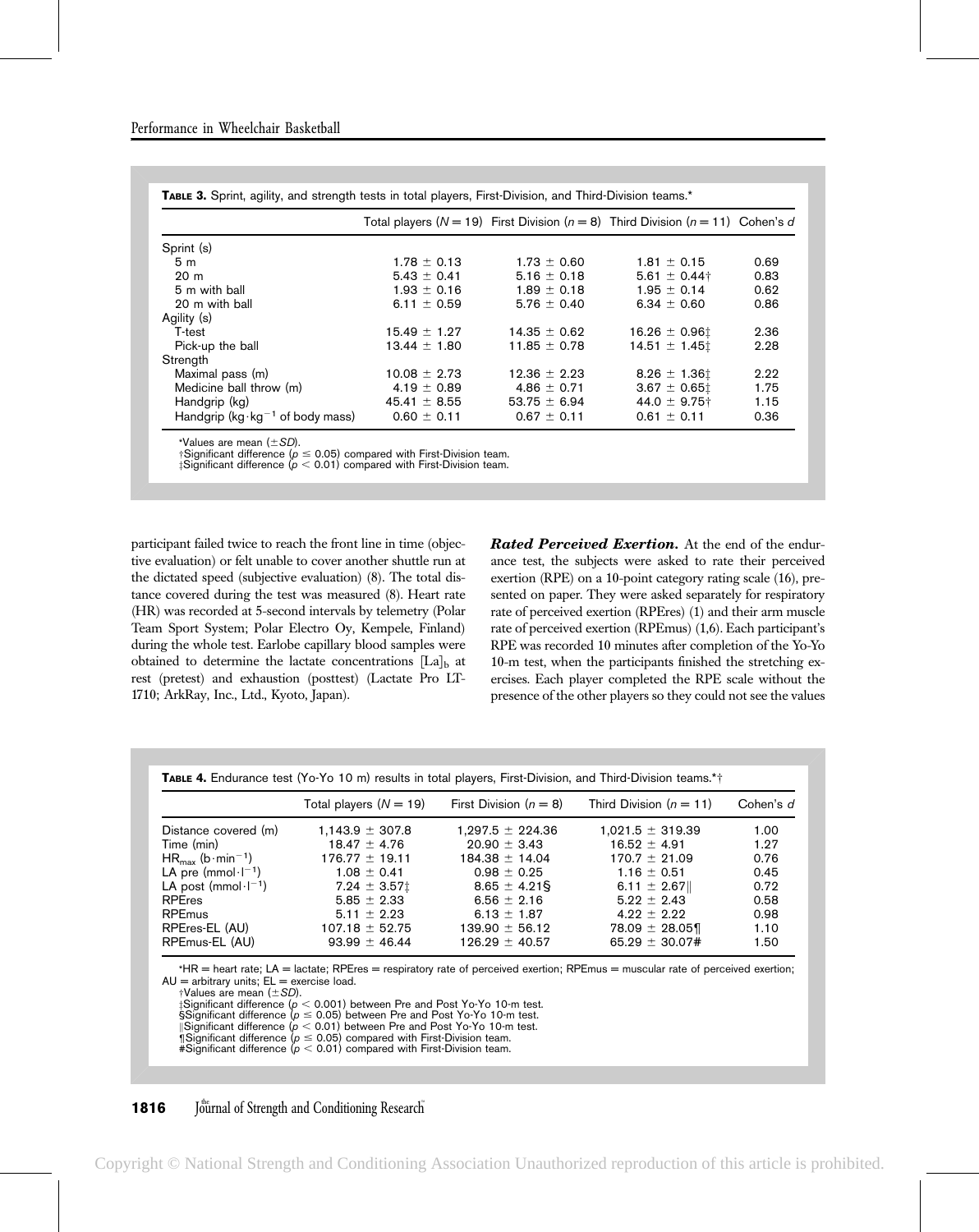**Table 3.** Sprint, agility, and strength tests in total players, First-Division, and Third-Division teams.*

| | Total players ($N = 19$) | First Division ($n = 8$) | Third Division ($n = 11$) | Cohen's $d$ |
|---|---|---|---|---|
| Sprint (s) | | | | |
| 5 m | 1.78 ± 0.13 | 1.73 ± 0.60 | 1.81 ± 0.15 | 0.69 |
| 20 m | 5.43 ± 0.41 | 5.16 ± 0.18 | 5.61 ± 0.44† | 0.83 |
| 5 m with ball | 1.93 ± 0.16 | 1.89 ± 0.18 | 1.95 ± 0.14 | 0.62 |
| 20 m with ball | 6.11 ± 0.59 | 5.76 ± 0.40 | 6.34 ± 0.60 | 0.86 |
| Agility (s) | | | | |
| T-test | 15.49 ± 1.27 | 14.35 ± 0.62 | 16.26 ± 0.96‡ | 2.36 |
| Pick-up the ball | 13.44 ± 1.80 | 11.85 ± 0.78 | 14.51 ± 1.45‡ | 2.28 |
| Strength | | | | |
| Maximal pass (m) | 10.08 ± 2.73 | 12.36 ± 2.23 | 8.26 ± 1.36‡ | 2.22 |
| Medicine ball throw (m) | 4.19 ± 0.89 | 4.86 ± 0.71 | 3.67 ± 0.65‡ | 1.75 |
| Handgrip (kg) | 45.41 ± 8.55 | 53.75 ± 6.94 | 44.0 ± 9.75† | 1.15 |
| Handgrip ($kg \cdot kg^{-1}$ of body mass) | 0.60 ± 0.11 | 0.67 ± 0.11 | 0.61 ± 0.11 | 0.36 |

*Values are mean (±*SD*).
†Significant difference ($p \leq 0.05$) compared with First-Division team.
‡Significant difference ($p < 0.01$) compared with First-Division team.

participant failed twice to reach the front line in time (objective evaluation) or felt unable to cover another shuttle run at the dictated speed (subjective evaluation) (8). The total distance covered during the test was measured (8). Heart rate (HR) was recorded at 5-second intervals by telemetry (Polar Team Sport System; Polar Electro Oy, Kempele, Finland) during the whole test. Earlobe capillary blood samples were obtained to determine the lactate concentrations $[La]_b$ at rest (pretest) and exhaustion (posttest) (Lactate Pro LT-1710; ArkRay, Inc., Ltd., Kyoto, Japan).

***Rated Perceived Exertion.*** At the end of the endurance test, the subjects were asked to rate their perceived exertion (RPE) on a 10-point category rating scale (16), presented on paper. They were asked separately for respiratory rate of perceived exertion (RPEres) (1) and their arm muscle rate of perceived exertion (RPEmus) (1,6). Each participant's RPE was recorded 10 minutes after completion of the Yo-Yo 10-m test, when the participants finished the stretching exercises. Each player completed the RPE scale without the presence of the other players so they could not see the values

**Table 4.** Endurance test (Yo-Yo 10 m) results in total players, First-Division, and Third-Division teams.*†

| | Total players ($N = 19$) | First Division ($n = 8$) | Third Division ($n = 11$) | Cohen's $d$ |
|---|---|---|---|---|
| Distance covered (m) | 1,143.9 ± 307.8 | 1,297.5 ± 224.36 | 1,021.5 ± 319.39 | 1.00 |
| Time (min) | 18.47 ± 4.76 | 20.90 ± 3.43 | 16.52 ± 4.91 | 1.27 |
| $HR_{max}$ ($b \cdot min^{-1}$) | 176.77 ± 19.11 | 184.38 ± 14.04 | 170.7 ± 21.09 | 0.76 |
| LA pre ($mmol \cdot l^{-1}$) | 1.08 ± 0.41 | 0.98 ± 0.25 | 1.16 ± 0.51 | 0.45 |
| LA post ($mmol \cdot l^{-1}$) | 7.24 ± 3.57‡ | 8.65 ± 4.21§ | 6.11 ± 2.67‖ | 0.72 |
| RPEres | 5.85 ± 2.33 | 6.56 ± 2.16 | 5.22 ± 2.43 | 0.58 |
| RPEmus | 5.11 ± 2.23 | 6.13 ± 1.87 | 4.22 ± 2.22 | 0.98 |
| RPEres-EL (AU) | 107.18 ± 52.75 | 139.90 ± 56.12 | 78.09 ± 28.05¶ | 1.10 |
| RPEmus-EL (AU) | 93.99 ± 46.44 | 126.29 ± 40.57 | 65.29 ± 30.07# | 1.50 |

*HR = heart rate; LA = lactate; RPEres = respiratory rate of perceived exertion; RPEmus = muscular rate of perceived exertion; AU = arbitrary units; EL = exercise load.
†Values are mean (±*SD*).
‡Significant difference ($p < 0.001$) between Pre and Post Yo-Yo 10-m test.
§Significant difference ($p \leq 0.05$) between Pre and Post Yo-Yo 10-m test.
‖Significant difference ($p < 0.01$) between Pre and Post Yo-Yo 10-m test.
¶Significant difference ($p \leq 0.05$) compared with First-Division team.
#Significant difference ($p < 0.01$) compared with First-Division team.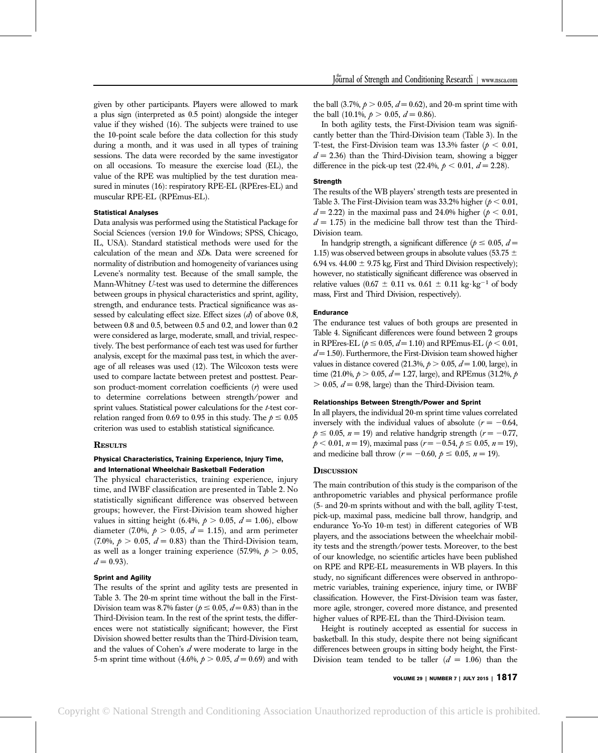given by other participants. Players were allowed to mark a plus sign (interpreted as 0.5 point) alongside the integer value if they wished (16). The subjects were trained to use the 10-point scale before the data collection for this study during a month, and it was used in all types of training sessions. The data were recorded by the same investigator on all occasions. To measure the exercise load (EL), the value of the RPE was multiplied by the test duration measured in minutes (16): respiratory RPE-EL (RPEres-EL) and muscular RPE-EL (RPEmus-EL).

#### Statistical Analyses

Data analysis was performed using the Statistical Package for Social Sciences (version 19.0 for Windows; SPSS, Chicago, IL, USA). Standard statistical methods were used for the calculation of the mean and *SD*s. Data were screened for normality of distribution and homogeneity of variances using Levene's normality test. Because of the small sample, the Mann-Whitney *U*-test was used to determine the differences between groups in physical characteristics and sprint, agility, strength, and endurance tests. Practical significance was assessed by calculating effect size. Effect sizes ($d$) of above 0.8, between 0.8 and 0.5, between 0.5 and 0.2, and lower than 0.2 were considered as large, moderate, small, and trivial, respectively. The best performance of each test was used for further analysis, except for the maximal pass test, in which the average of all releases was used (12). The Wilcoxon tests were used to compare lactate between pretest and posttest. Pearson product-moment correlation coefficients ($r$) were used to determine correlations between strength/power and sprint values. Statistical power calculations for the $t$-test correlation ranged from 0.69 to 0.95 in this study. The $p \leq 0.05$ criterion was used to establish statistical significance.

## Results

#### Physical Characteristics, Training Experience, Injury Time, and International Wheelchair Basketball Federation

The physical characteristics, training experience, injury time, and IWBF classification are presented in Table 2. No statistically significant difference was observed between groups; however, the First-Division team showed higher values in sitting height (6.4%, $p > 0.05$, $d = 1.06$), elbow diameter (7.0%, $p > 0.05$, $d = 1.15$), and arm perimeter (7.0%, $p > 0.05$, $d = 0.83$) than the Third-Division team, as well as a longer training experience (57.9%, $p > 0.05$, $d = 0.93$).

#### Sprint and Agility

The results of the sprint and agility tests are presented in Table 3. The 20-m sprint time without the ball in the First-Division team was 8.7% faster ($p \leq 0.05$, $d = 0.83$) than in the Third-Division team. In the rest of the sprint tests, the differences were not statistically significant; however, the First Division showed better results than the Third-Division team, and the values of Cohen's $d$ were moderate to large in the 5-m sprint time without (4.6%, $p > 0.05$, $d = 0.69$) and with the ball (3.7%, $p > 0.05$, $d = 0.62$), and 20-m sprint time with the ball (10.1%, $p > 0.05$, $d = 0.86$).

In both agility tests, the First-Division team was significantly better than the Third-Division team (Table 3). In the T-test, the First-Division team was 13.3% faster ($p < 0.01$, $d = 2.36$) than the Third-Division team, showing a bigger difference in the pick-up test (22.4%, $p < 0.01$, $d = 2.28$).

#### Strength

The results of the WB players' strength tests are presented in Table 3. The First-Division team was 33.2% higher ($p < 0.01$, $d = 2.22$) in the maximal pass and 24.0% higher ($p < 0.01$, $d = 1.75$) in the medicine ball throw test than the Third-Division team.

In handgrip strength, a significant difference ($p \leq 0.05$, $d = 1.15$) was observed between groups in absolute values (53.75 ± 6.94 vs. 44.00 ± 9.75 kg, First and Third Division respectively); however, no statistically significant difference was observed in relative values (0.67 ± 0.11 vs. 0.61 ± 0.11 $kg \cdot kg^{-1}$ of body mass, First and Third Division, respectively).

#### Endurance

The endurance test values of both groups are presented in Table 4. Significant differences were found between 2 groups in RPEres-EL ($p \leq 0.05$, $d = 1.10$) and RPEmus-EL ($p < 0.01$, $d = 1.50$). Furthermore, the First-Division team showed higher values in distance covered (21.3%, $p > 0.05$, $d = 1.00$, large), in time (21.0%, $p > 0.05$, $d = 1.27$, large), and RPEmus (31.2%, $p > 0.05$, $d = 0.98$, large) than the Third-Division team.

#### Relationships Between Strength/Power and Sprint

In all players, the individual 20-m sprint time values correlated inversely with the individual values of absolute ($r = -0.64$, $p \leq 0.05$, $n = 19$) and relative handgrip strength ($r = -0.77$, $p < 0.01$, $n = 19$), maximal pass ($r = -0.54$, $p \leq 0.05$, $n = 19$), and medicine ball throw ($r = -0.60$, $p \leq 0.05$, $n = 19$).

## Discussion

The main contribution of this study is the comparison of the anthropometric variables and physical performance profile (5- and 20-m sprints without and with the ball, agility T-test, pick-up, maximal pass, medicine ball throw, handgrip, and endurance Yo-Yo 10-m test) in different categories of WB players, and the associations between the wheelchair mobility tests and the strength/power tests. Moreover, to the best of our knowledge, no scientific articles have been published on RPE and RPE-EL measurements in WB players. In this study, no significant differences were observed in anthropometric variables, training experience, injury time, or IWBF classification. However, the First-Division team was faster, more agile, stronger, covered more distance, and presented higher values of RPE-EL than the Third-Division team.

Height is routinely accepted as essential for success in basketball. In this study, despite there not being significant differences between groups in sitting body height, the First-Division team tended to be taller ($d = 1.06$) than the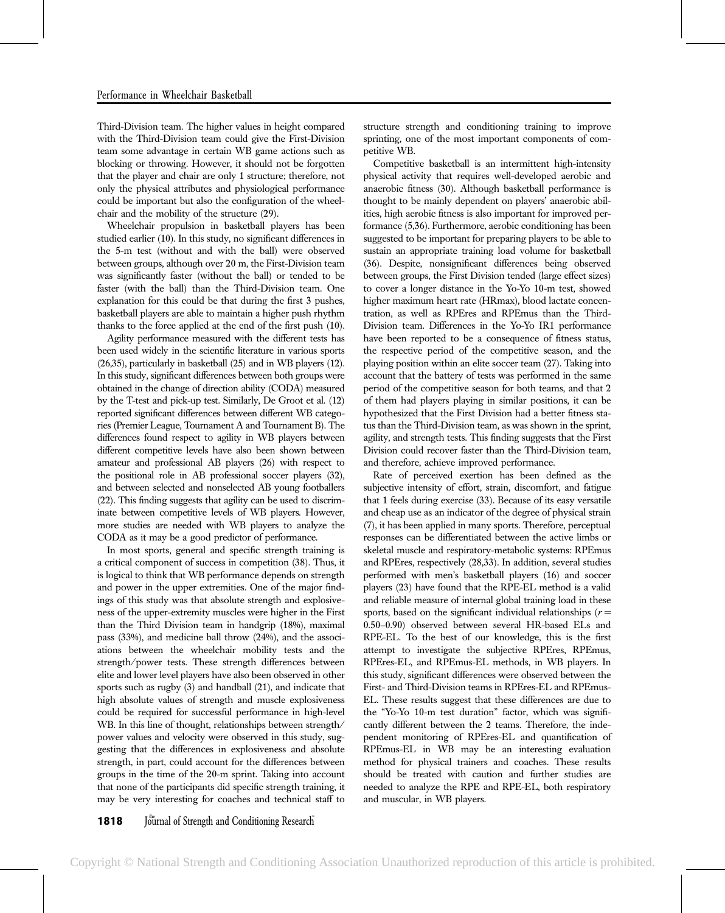Third-Division team. The higher values in height compared with the Third-Division team could give the First-Division team some advantage in certain WB game actions such as blocking or throwing. However, it should not be forgotten that the player and chair are only 1 structure; therefore, not only the physical attributes and physiological performance could be important but also the configuration of the wheelchair and the mobility of the structure (29).

Wheelchair propulsion in basketball players has been studied earlier (10). In this study, no significant differences in the 5-m test (without and with the ball) were observed between groups, although over 20 m, the First-Division team was significantly faster (without the ball) or tended to be faster (with the ball) than the Third-Division team. One explanation for this could be that during the first 3 pushes, basketball players are able to maintain a higher push rhythm thanks to the force applied at the end of the first push (10).

Agility performance measured with the different tests has been used widely in the scientific literature in various sports (26,35), particularly in basketball (25) and in WB players (12). In this study, significant differences between both groups were obtained in the change of direction ability (CODA) measured by the T-test and pick-up test. Similarly, De Groot et al. (12) reported significant differences between different WB categories (Premier League, Tournament A and Tournament B). The differences found respect to agility in WB players between different competitive levels have also been shown between amateur and professional AB players (26) with respect to the positional role in AB professional soccer players (32), and between selected and nonselected AB young footballers (22). This finding suggests that agility can be used to discriminate between competitive levels of WB players. However, more studies are needed with WB players to analyze the CODA as it may be a good predictor of performance.

In most sports, general and specific strength training is a critical component of success in competition (38). Thus, it is logical to think that WB performance depends on strength and power in the upper extremities. One of the major findings of this study was that absolute strength and explosiveness of the upper-extremity muscles were higher in the First than the Third Division team in handgrip (18%), maximal pass (33%), and medicine ball throw (24%), and the associations between the wheelchair mobility tests and the strength/power tests. These strength differences between elite and lower level players have also been observed in other sports such as rugby (3) and handball (21), and indicate that high absolute values of strength and muscle explosiveness could be required for successful performance in high-level WB. In this line of thought, relationships between strength/power values and velocity were observed in this study, suggesting that the differences in explosiveness and absolute strength, in part, could account for the differences between groups in the time of the 20-m sprint. Taking into account that none of the participants did specific strength training, it may be very interesting for coaches and technical staff to structure strength and conditioning training to improve sprinting, one of the most important components of competitive WB.

Competitive basketball is an intermittent high-intensity physical activity that requires well-developed aerobic and anaerobic fitness (30). Although basketball performance is thought to be mainly dependent on players' anaerobic abilities, high aerobic fitness is also important for improved performance (5,36). Furthermore, aerobic conditioning has been suggested to be important for preparing players to be able to sustain an appropriate training load volume for basketball (36). Despite, nonsignificant differences being observed between groups, the First Division tended (large effect sizes) to cover a longer distance in the Yo-Yo 10-m test, showed higher maximum heart rate (HRmax), blood lactate concentration, as well as RPEres and RPEmus than the Third-Division team. Differences in the Yo-Yo IR1 performance have been reported to be a consequence of fitness status, the respective period of the competitive season, and the playing position within an elite soccer team (27). Taking into account that the battery of tests was performed in the same period of the competitive season for both teams, and that 2 of them had players playing in similar positions, it can be hypothesized that the First Division had a better fitness status than the Third-Division team, as was shown in the sprint, agility, and strength tests. This finding suggests that the First Division could recover faster than the Third-Division team, and therefore, achieve improved performance.

Rate of perceived exertion has been defined as the subjective intensity of effort, strain, discomfort, and fatigue that 1 feels during exercise (33). Because of its easy versatile and cheap use as an indicator of the degree of physical strain (7), it has been applied in many sports. Therefore, perceptual responses can be differentiated between the active limbs or skeletal muscle and respiratory-metabolic systems: RPEmus and RPEres, respectively (28,33). In addition, several studies performed with men's basketball players (16) and soccer players (23) have found that the RPE-EL method is a valid and reliable measure of internal global training load in these sports, based on the significant individual relationships ($r$ = 0.50–0.90) observed between several HR-based ELs and RPE-EL. To the best of our knowledge, this is the first attempt to investigate the subjective RPEres, RPEmus, RPEres-EL, and RPEmus-EL methods, in WB players. In this study, significant differences were observed between the First- and Third-Division teams in RPEres-EL and RPEmus-EL. These results suggest that these differences are due to the "Yo-Yo 10-m test duration" factor, which was significantly different between the 2 teams. Therefore, the independent monitoring of RPEres-EL and quantification of RPEmus-EL in WB may be an interesting evaluation method for physical trainers and coaches. These results should be treated with caution and further studies are needed to analyze the RPE and RPE-EL, both respiratory and muscular, in WB players.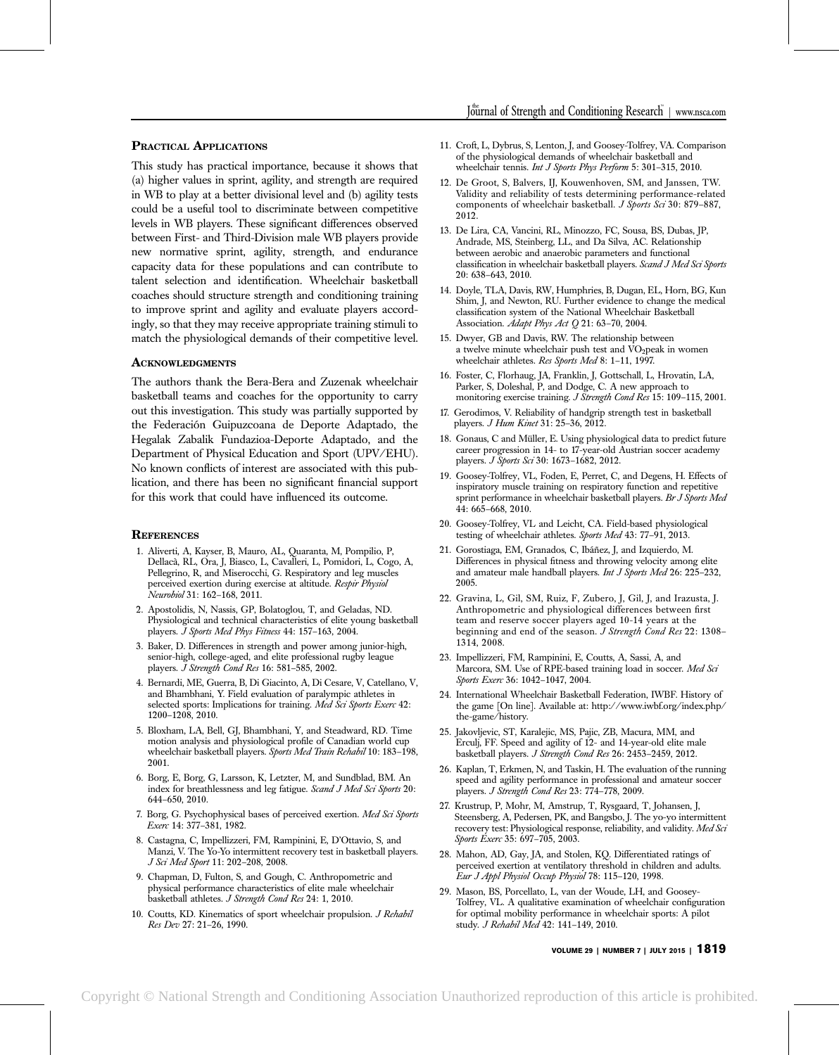## Practical Applications

This study has practical importance, because it shows that (a) higher values in sprint, agility, and strength are required in WB to play at a better divisional level and (b) agility tests could be a useful tool to discriminate between competitive levels in WB players. These significant differences observed between First- and Third-Division male WB players provide new normative sprint, agility, strength, and endurance capacity data for these populations and can contribute to talent selection and identification. Wheelchair basketball coaches should structure strength and conditioning training to improve sprint and agility and evaluate players accordingly, so that they may receive appropriate training stimuli to match the physiological demands of their competitive level.

## Acknowledgments

The authors thank the Bera-Bera and Zuzenak wheelchair basketball teams and coaches for the opportunity to carry out this investigation. This study was partially supported by the Federación Guipuzcoana de Deporte Adaptado, the Hegalak Zabalik Fundazioa-Deporte Adaptado, and the Department of Physical Education and Sport (UPV/EHU). No known conflicts of interest are associated with this publication, and there has been no significant financial support for this work that could have influenced its outcome.

## References

1. Aliverti, A, Kayser, B, Mauro, AL, Quaranta, M, Pompilio, P, Dellacà, RL, Ora, J, Biasco, L, Cavalleri, L, Pomidori, L, Cogo, A, Pellegrino, R, and Miserocchi, G. Respiratory and leg muscles perceived exertion during exercise at altitude. *Respir Physiol Neurobiol* 31: 162–168, 2011.
2. Apostolidis, N, Nassis, GP, Bolatoglou, T, and Geladas, ND. Physiological and technical characteristics of elite young basketball players. *J Sports Med Phys Fitness* 44: 157–163, 2004.
3. Baker, D. Differences in strength and power among junior-high, senior-high, college-aged, and elite professional rugby league players. *J Strength Cond Res* 16: 581–585, 2002.
4. Bernardi, ME, Guerra, B, Di Giacinto, A, Di Cesare, V, Catellano, V, and Bhambhani, Y. Field evaluation of paralympic athletes in selected sports: Implications for training. *Med Sci Sports Exerc* 42: 1200–1208, 2010.
5. Bloxham, LA, Bell, GJ, Bhambhani, Y, and Steadward, RD. Time motion analysis and physiological profile of Canadian world cup wheelchair basketball players. *Sports Med Train Rehabil* 10: 183–198, 2001.
6. Borg, E, Borg, G, Larsson, K, Letzter, M, and Sundblad, BM. An index for breathlessness and leg fatigue. *Scand J Med Sci Sports* 20: 644–650, 2010.
7. Borg, G. Psychophysical bases of perceived exertion. *Med Sci Sports Exerc* 14: 377–381, 1982.
8. Castagna, C, Impellizzeri, FM, Rampinini, E, D'Ottavio, S, and Manzi, V. The Yo-Yo intermittent recovery test in basketball players. *J Sci Med Sport* 11: 202–208, 2008.
9. Chapman, D, Fulton, S, and Gough, C. Anthropometric and physical performance characteristics of elite male wheelchair basketball athletes. *J Strength Cond Res* 24: 1, 2010.
10. Coutts, KD. Kinematics of sport wheelchair propulsion. *J Rehabil Res Dev* 27: 21–26, 1990.
11. Croft, L, Dybrus, S, Lenton, J, and Goosey-Tolfrey, VA. Comparison of the physiological demands of wheelchair basketball and wheelchair tennis. *Int J Sports Phys Perform* 5: 301–315, 2010.
12. De Groot, S, Balvers, IJ, Kouwenhoven, SM, and Janssen, TW. Validity and reliability of tests determining performance-related components of wheelchair basketball. *J Sports Sci* 30: 879–887, 2012.
13. De Lira, CA, Vancini, RL, Minozzo, FC, Sousa, BS, Dubas, JP, Andrade, MS, Steinberg, LL, and Da Silva, AC. Relationship between aerobic and anaerobic parameters and functional classification in wheelchair basketball players. *Scand J Med Sci Sports* 20: 638–643, 2010.
14. Doyle, TLA, Davis, RW, Humphries, B, Dugan, EL, Horn, BG, Kun Shim, J, and Newton, RU. Further evidence to change the medical classification system of the National Wheelchair Basketball Association. *Adapt Phys Act Q* 21: 63–70, 2004.
15. Dwyer, GB and Davis, RW. The relationship between a twelve minute wheelchair push test and $VO_2$peak in women wheelchair athletes. *Res Sports Med* 8: 1–11, 1997.
16. Foster, C, Florhaug, JA, Franklin, J, Gottschall, L, Hrovatin, LA, Parker, S, Doleshal, P, and Dodge, C. A new approach to monitoring exercise training. *J Strength Cond Res* 15: 109–115, 2001.
17. Gerodimos, V. Reliability of handgrip strength test in basketball players. *J Hum Kinet* 31: 25–36, 2012.
18. Gonaus, C and Müller, E. Using physiological data to predict future career progression in 14- to 17-year-old Austrian soccer academy players. *J Sports Sci* 30: 1673–1682, 2012.
19. Goosey-Tolfrey, VL, Foden, E, Perret, C, and Degens, H. Effects of inspiratory muscle training on respiratory function and repetitive sprint performance in wheelchair basketball players. *Br J Sports Med* 44: 665–668, 2010.
20. Goosey-Tolfrey, VL and Leicht, CA. Field-based physiological testing of wheelchair athletes. *Sports Med* 43: 77–91, 2013.
21. Gorostiaga, EM, Granados, C, Ibáñez, J, and Izquierdo, M. Differences in physical fitness and throwing velocity among elite and amateur male handball players. *Int J Sports Med* 26: 225–232, 2005.
22. Gravina, L, Gil, SM, Ruiz, F, Zubero, J, Gil, J, and Irazusta, J. Anthropometric and physiological differences between first team and reserve soccer players aged 10-14 years at the beginning and end of the season. *J Strength Cond Res* 22: 1308–1314, 2008.
23. Impellizzeri, FM, Rampinini, E, Coutts, A, Sassi, A, and Marcora, SM. Use of RPE-based training load in soccer. *Med Sci Sports Exerc* 36: 1042–1047, 2004.
24. International Wheelchair Basketball Federation, IWBF. History of the game [On line]. Available at: http://www.iwbf.org/index.php/the-game/history.
25. Jakovljevic, ST, Karalejic, MS, Pajic, ZB, Macura, MM, and Erculj, FF. Speed and agility of 12- and 14-year-old elite male basketball players. *J Strength Cond Res* 26: 2453–2459, 2012.
26. Kaplan, T, Erkmen, N, and Taskin, H. The evaluation of the running speed and agility performance in professional and amateur soccer players. *J Strength Cond Res* 23: 774–778, 2009.
27. Krustrup, P, Mohr, M, Amstrup, T, Rysgaard, T, Johansen, J, Steensberg, A, Pedersen, PK, and Bangsbo, J. The yo-yo intermittent recovery test: Physiological response, reliability, and validity. *Med Sci Sports Exerc* 35: 697–705, 2003.
28. Mahon, AD, Gay, JA, and Stolen, KQ. Differentiated ratings of perceived exertion at ventilatory threshold in children and adults. *Eur J Appl Physiol Occup Physiol* 78: 115–120, 1998.
29. Mason, BS, Porcellato, L, van der Woude, LH, and Goosey-Tolfrey, VL. A qualitative examination of wheelchair configuration for optimal mobility performance in wheelchair sports: A pilot study. *J Rehabil Med* 42: 141–149, 2010.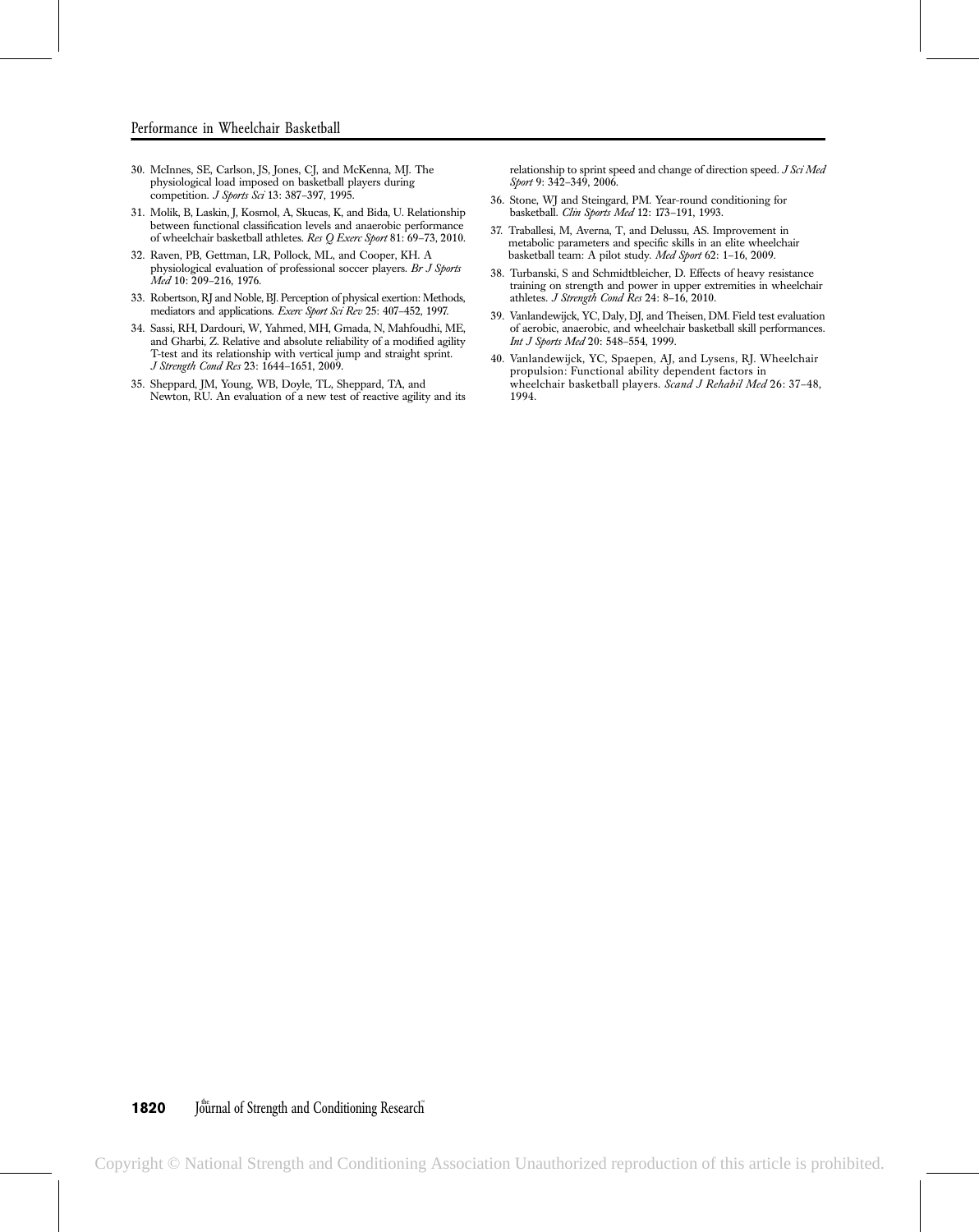30. McInnes, SE, Carlson, JS, Jones, CJ, and McKenna, MJ. The physiological load imposed on basketball players during competition. *J Sports Sci* 13: 387–397, 1995.

31. Molik, B, Laskin, J, Kosmol, A, Skucas, K, and Bida, U. Relationship between functional classification levels and anaerobic performance of wheelchair basketball athletes. *Res Q Exerc Sport* 81: 69–73, 2010.

32. Raven, PB, Gettman, LR, Pollock, ML, and Cooper, KH. A physiological evaluation of professional soccer players. *Br J Sports Med* 10: 209–216, 1976.

33. Robertson, RJ and Noble, BJ. Perception of physical exertion: Methods, mediators and applications. *Exerc Sport Sci Rev* 25: 407–452, 1997.

34. Sassi, RH, Dardouri, W, Yahmed, MH, Gmada, N, Mahfoudhi, ME, and Gharbi, Z. Relative and absolute reliability of a modified agility T-test and its relationship with vertical jump and straight sprint. *J Strength Cond Res* 23: 1644–1651, 2009.

35. Sheppard, JM, Young, WB, Doyle, TL, Sheppard, TA, and Newton, RU. An evaluation of a new test of reactive agility and its relationship to sprint speed and change of direction speed. *J Sci Med Sport* 9: 342–349, 2006.

36. Stone, WJ and Steingard, PM. Year-round conditioning for basketball. *Clin Sports Med* 12: 173–191, 1993.

37. Traballesi, M, Averna, T, and Delussu, AS. Improvement in metabolic parameters and specific skills in an elite wheelchair basketball team: A pilot study. *Med Sport* 62: 1–16, 2009.

38. Turbanski, S and Schmidtbleicher, D. Effects of heavy resistance training on strength and power in upper extremities in wheelchair athletes. *J Strength Cond Res* 24: 8–16, 2010.

39. Vanlandewijck, YC, Daly, DJ, and Theisen, DM. Field test evaluation of aerobic, anaerobic, and wheelchair basketball skill performances. *Int J Sports Med* 20: 548–554, 1999.

40. Vanlandewijck, YC, Spaepen, AJ, and Lysens, RJ. Wheelchair propulsion: Functional ability dependent factors in wheelchair basketball players. *Scand J Rehabil Med* 26: 37–48, 1994.